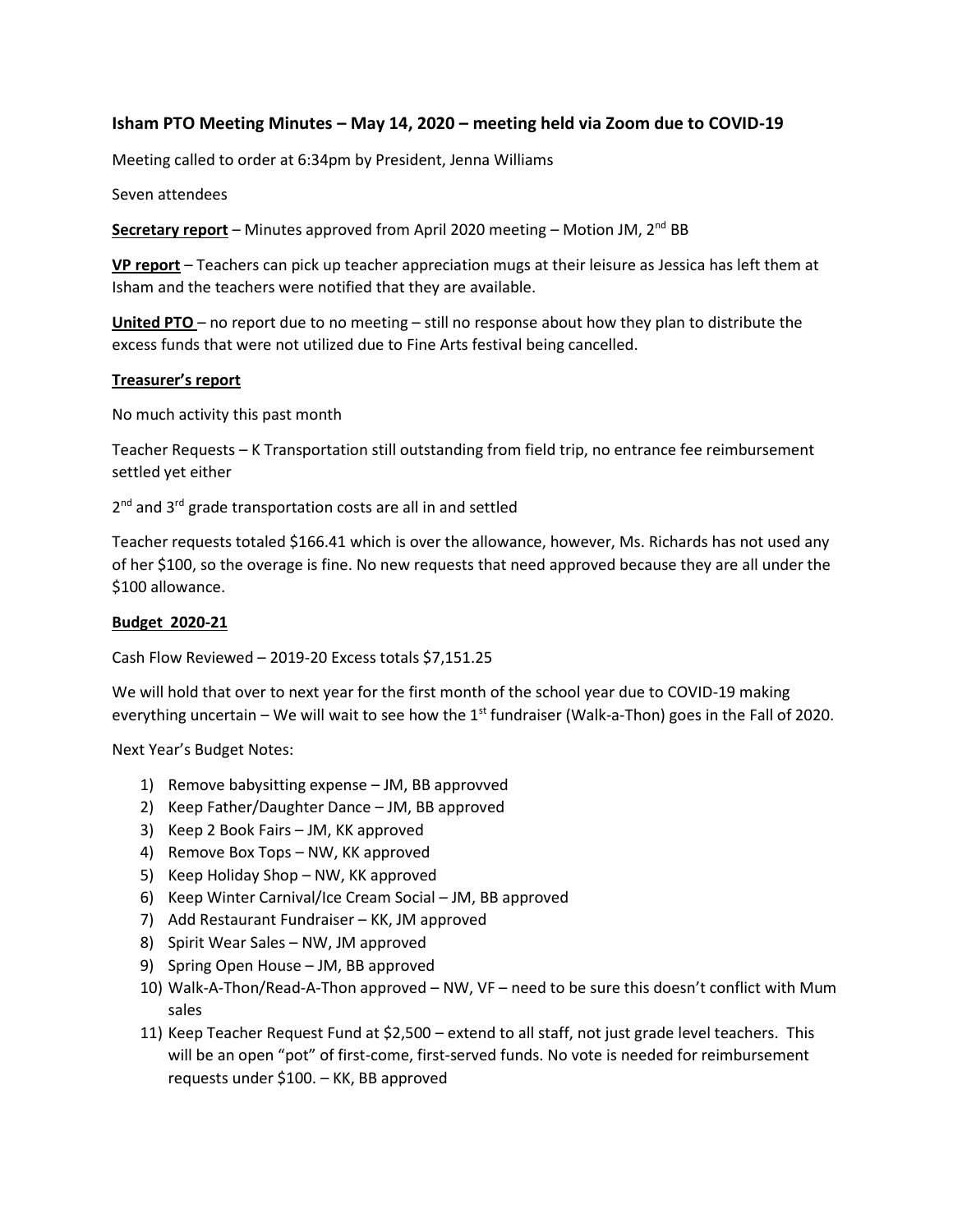### Isham PTO Meeting Minutes – May 14, 2020 – meeting held via Zoom due to COVID-19

Meeting called to order at 6:34pm by President, Jenna Williams

Seven attendees

**Secretary report** – Minutes approved from April 2020 meeting – Motion JM, 2nd BB

**VP report** – Teachers can pick up teacher appreciation mugs at their leisure as Jessica has left them at Isham and the teachers were notified that they are available.

**United PTO** – no report due to no meeting – still no response about how they plan to distribute the excess funds that were not utilized due to Fine Arts festival being cancelled.

**Treasurer's report**

No much activity this past month

Teacher Requests – K Transportation still outstanding from field trip, no entrance fee reimbursement settled yet either

2nd and 3rd grade transportation costs are all in and settled

Teacher requests totaled $166.41 which is over the allowance, however, Ms. Richards has not used any of her $100, so the overage is fine. No new requests that need approved because they are all under the $100 allowance.

**Budget 2020-21**

Cash Flow Reviewed – 2019-20 Excess totals $7,151.25

We will hold that over to next year for the first month of the school year due to COVID-19 making everything uncertain – We will wait to see how the 1st fundraiser (Walk-a-Thon) goes in the Fall of 2020.

Next Year's Budget Notes:

1) Remove babysitting expense – JM, BB approvved
2) Keep Father/Daughter Dance – JM, BB approved
3) Keep 2 Book Fairs – JM, KK approved
4) Remove Box Tops – NW, KK approved
5) Keep Holiday Shop – NW, KK approved
6) Keep Winter Carnival/Ice Cream Social – JM, BB approved
7) Add Restaurant Fundraiser – KK, JM approved
8) Spirit Wear Sales – NW, JM approved
9) Spring Open House – JM, BB approved
10) Walk-A-Thon/Read-A-Thon approved – NW, VF – need to be sure this doesn't conflict with Mum sales
11) Keep Teacher Request Fund at $2,500 – extend to all staff, not just grade level teachers. This will be an open "pot" of first-come, first-served funds. No vote is needed for reimbursement requests under $100. – KK, BB approved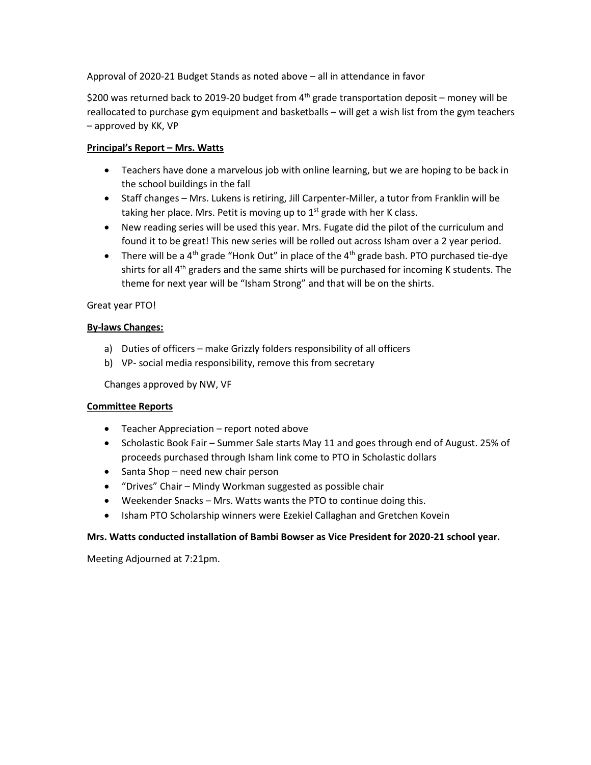Approval of 2020-21 Budget Stands as noted above – all in attendance in favor

$200 was returned back to 2019-20 budget from 4th grade transportation deposit – money will be reallocated to purchase gym equipment and basketballs – will get a wish list from the gym teachers – approved by KK, VP

**Principal's Report – Mrs. Watts**

- Teachers have done a marvelous job with online learning, but we are hoping to be back in the school buildings in the fall
- Staff changes – Mrs. Lukens is retiring, Jill Carpenter-Miller, a tutor from Franklin will be taking her place. Mrs. Petit is moving up to 1st grade with her K class.
- New reading series will be used this year. Mrs. Fugate did the pilot of the curriculum and found it to be great! This new series will be rolled out across Isham over a 2 year period.
- There will be a 4th grade "Honk Out" in place of the 4th grade bash. PTO purchased tie-dye shirts for all 4th graders and the same shirts will be purchased for incoming K students. The theme for next year will be "Isham Strong" and that will be on the shirts.

Great year PTO!

**By-laws Changes:**

a) Duties of officers – make Grizzly folders responsibility of all officers
b) VP- social media responsibility, remove this from secretary

Changes approved by NW, VF

**Committee Reports**

- Teacher Appreciation – report noted above
- Scholastic Book Fair – Summer Sale starts May 11 and goes through end of August. 25% of proceeds purchased through Isham link come to PTO in Scholastic dollars
- Santa Shop – need new chair person
- "Drives" Chair – Mindy Workman suggested as possible chair
- Weekender Snacks – Mrs. Watts wants the PTO to continue doing this.
- Isham PTO Scholarship winners were Ezekiel Callaghan and Gretchen Kovein

**Mrs. Watts conducted installation of Bambi Bowser as Vice President for 2020-21 school year.**

Meeting Adjourned at 7:21pm.